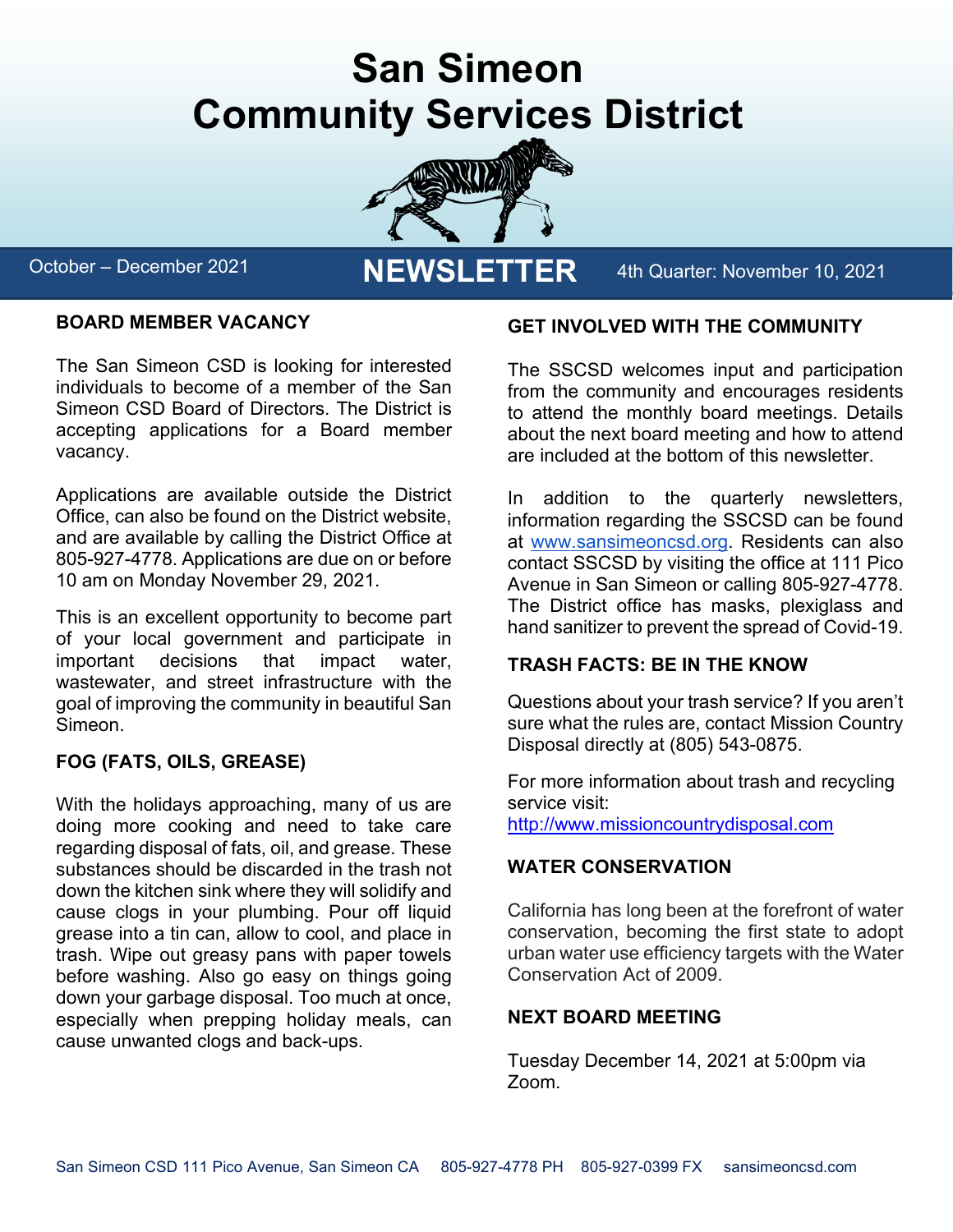# San Simeon Community Services District

October – December 2021 **NEWSLETTER** 4th Quarter: November 10, 2021

## BOARD MEMBER VACANCY

The San Simeon CSD is looking for interested individuals to become of a member of the San Simeon CSD Board of Directors. The District is accepting applications for a Board member vacancy.

Applications are available outside the District Office, can also be found on the District website, and are available by calling the District Office at 805-927-4778. Applications are due on or before 10 am on Monday November 29, 2021.

This is an excellent opportunity to become part of your local government and participate in important decisions that impact water, wastewater, and street infrastructure with the goal of improving the community in beautiful San Simeon.

## FOG (FATS, OILS, GREASE)

With the holidays approaching, many of us are doing more cooking and need to take care regarding disposal of fats, oil, and grease. These substances should be discarded in the trash not down the kitchen sink where they will solidify and cause clogs in your plumbing. Pour off liquid grease into a tin can, allow to cool, and place in trash. Wipe out greasy pans with paper towels before washing. Also go easy on things going down your garbage disposal. Too much at once, especially when prepping holiday meals, can cause unwanted clogs and back-ups.

## GET INVOLVED WITH THE COMMUNITY

The SSCSD welcomes input and participation from the community and encourages residents to attend the monthly board meetings. Details about the next board meeting and how to attend are included at the bottom of this newsletter.

In addition to the quarterly newsletters, information regarding the SSCSD can be found at www.sansimeoncsd.org. Residents can also contact SSCSD by visiting the office at 111 Pico Avenue in San Simeon or calling 805-927-4778. The District office has masks, plexiglass and hand sanitizer to prevent the spread of Covid-19.

## TRASH FACTS: BE IN THE KNOW

Questions about your trash service? If you aren't sure what the rules are, contact Mission Country Disposal directly at (805) 543-0875.

For more information about trash and recycling service visit: http://www.missioncountrydisposal.com

## WATER CONSERVATION

California has long been at the forefront of water conservation, becoming the first state to adopt urban water use efficiency targets with the Water Conservation Act of 2009.

## NEXT BOARD MEETING

Tuesday December 14, 2021 at 5:00pm via Zoom.

San Simeon CSD 111 Pico Avenue, San Simeon CA 805-927-4778 PH 805-927-0399 FX sansimeoncsd.com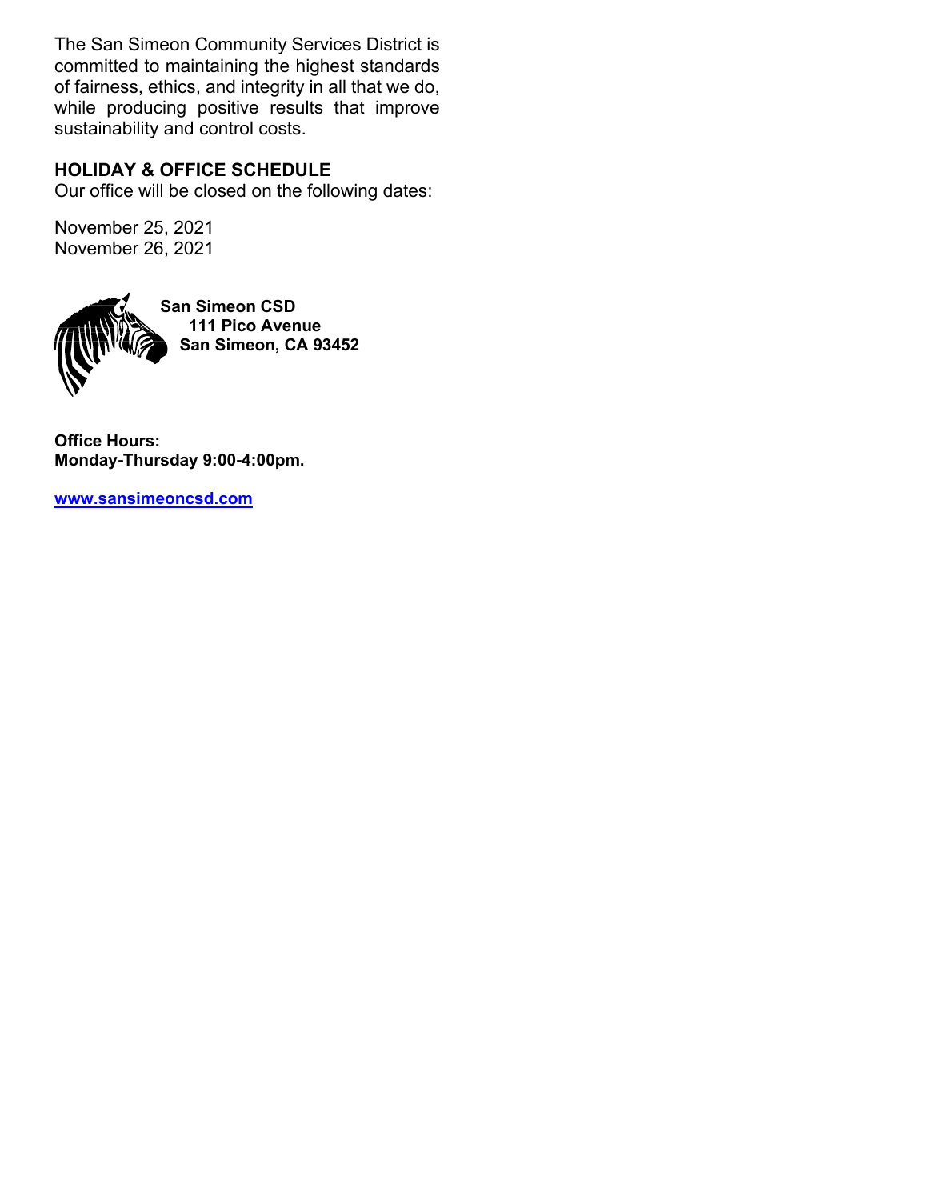The San Simeon Community Services District is committed to maintaining the highest standards of fairness, ethics, and integrity in all that we do, while producing positive results that improve sustainability and control costs.

### HOLIDAY & OFFICE SCHEDULE

Our office will be closed on the following dates:

November 25, 2021
November 26, 2021

**San Simeon CSD**
**111 Pico Avenue**
**San Simeon, CA 93452**

**Office Hours:**
**Monday-Thursday 9:00-4:00pm.**

**www.sansimeoncsd.com**